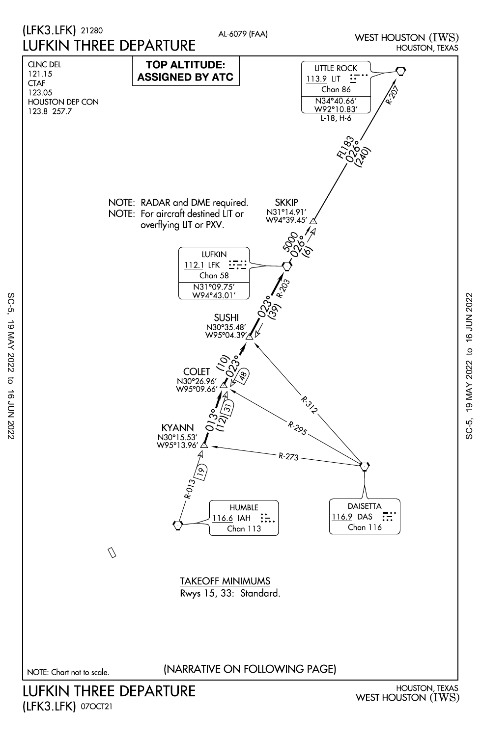(LFK3.LFK) 21280

# LUFKIN THREE DEPARTURE

AL-6079 (FAA)

WEST HOUSTON (IWS)
HOUSTON, TEXAS

CLNC DEL
121.15
CTAF
123.05
HOUSTON DEP CON
123.8 257.7

**TOP ALTITUDE: ASSIGNED BY ATC**

LITTLE ROCK
113.9 LIT
Chan 86
N34°40.66′
W92°10.83′
L-18, H-6

R-207

FL183
026°
(240)

NOTE: RADAR and DME required.
NOTE: For aircraft destined LIT or overflying LIT or PXV.

SKKIP
N31°14.91′
W94°39.45′

5000
026°
(6)

LUFKIN
112.1 LFK
Chan 58
N31°09.75′
W94°43.01′

R-203

023°
(39)

SUSHI
N30°35.48′
W95°04.39′

(10)
023°

48

COLET
N30°26.96′
W95°09.66′

R-312

R-295

013°
(12)

31

KYANN
N30°15.53′
W95°13.96′

R-273

19

R-013

HUMBLE
116.6 IAH
Chan 113

DAISETTA
116.9 DAS
Chan 116

TAKEOFF MINIMUMS
Rwys 15, 33: Standard.

NOTE: Chart not to scale.

(NARRATIVE ON FOLLOWING PAGE)

SC-5, 19 MAY 2022 to 16 JUN 2022

LUFKIN THREE DEPARTURE
(LFK3.LFK) 07OCT21

HOUSTON, TEXAS
WEST HOUSTON (IWS)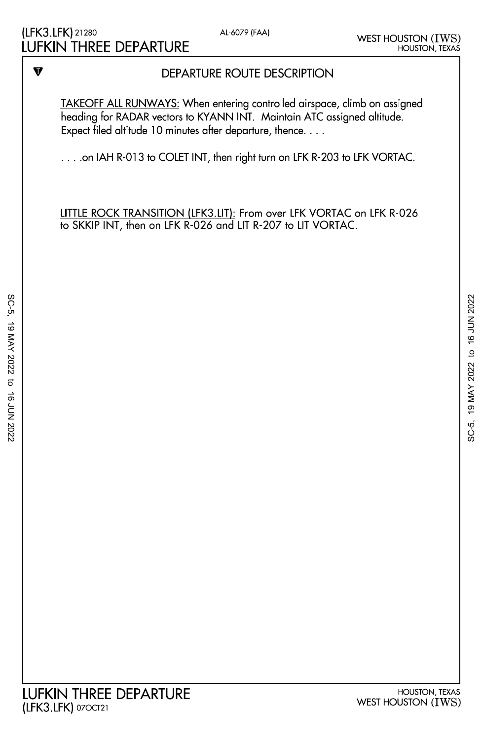# (LFK3.LFK) 21280
# LUFKIN THREE DEPARTURE

AL-6079 (FAA)

WEST HOUSTON (IWS)
HOUSTON, TEXAS

## DEPARTURE ROUTE DESCRIPTION

TAKEOFF ALL RUNWAYS: When entering controlled airspace, climb on assigned heading for RADAR vectors to KYANN INT. Maintain ATC assigned altitude. Expect filed altitude 10 minutes after departure, thence. . . .

. . . .on IAH R-013 to COLET INT, then right turn on LFK R-203 to LFK VORTAC.

LITTLE ROCK TRANSITION (LFK3.LIT): From over LFK VORTAC on LFK R-026 to SKKIP INT, then on LFK R-026 and LIT R-207 to LIT VORTAC.

SC-5, 19 MAY 2022 to 16 JUN 2022

LUFKIN THREE DEPARTURE
(LFK3.LFK) 07OCT21

HOUSTON, TEXAS
WEST HOUSTON (IWS)